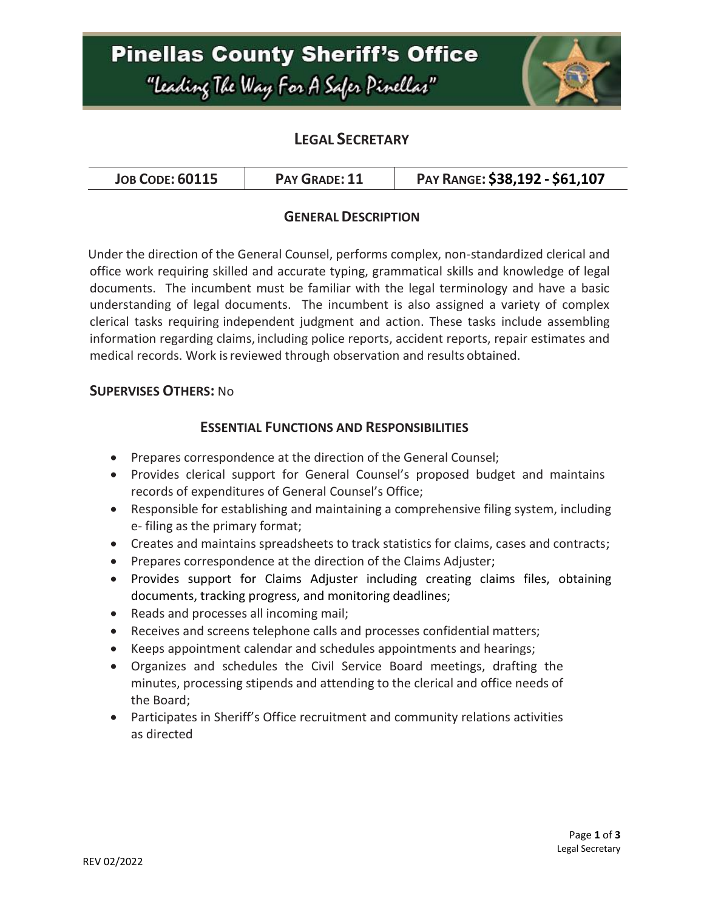# Pinellas County Sheriff's Office

"Leading The Way For A Safer Pinellas"

## LEGAL SECRETARY

| JOB CODE: 60115 | PAY GRADE: 11 | PAY RANGE: $38,192 - $61,107 |
| --- | --- | --- |

### GENERAL DESCRIPTION

Under the direction of the General Counsel, performs complex, non-standardized clerical and office work requiring skilled and accurate typing, grammatical skills and knowledge of legal documents. The incumbent must be familiar with the legal terminology and have a basic understanding of legal documents. The incumbent is also assigned a variety of complex clerical tasks requiring independent judgment and action. These tasks include assembling information regarding claims, including police reports, accident reports, repair estimates and medical records. Work is reviewed through observation and results obtained.

**SUPERVISES OTHERS:** No

### ESSENTIAL FUNCTIONS AND RESPONSIBILITIES

- Prepares correspondence at the direction of the General Counsel;
- Provides clerical support for General Counsel's proposed budget and maintains records of expenditures of General Counsel's Office;
- Responsible for establishing and maintaining a comprehensive filing system, including e- filing as the primary format;
- Creates and maintains spreadsheets to track statistics for claims, cases and contracts;
- Prepares correspondence at the direction of the Claims Adjuster;
- Provides support for Claims Adjuster including creating claims files, obtaining documents, tracking progress, and monitoring deadlines;
- Reads and processes all incoming mail;
- Receives and screens telephone calls and processes confidential matters;
- Keeps appointment calendar and schedules appointments and hearings;
- Organizes and schedules the Civil Service Board meetings, drafting the minutes, processing stipends and attending to the clerical and office needs of the Board;
- Participates in Sheriff's Office recruitment and community relations activities as directed

REV 02/2022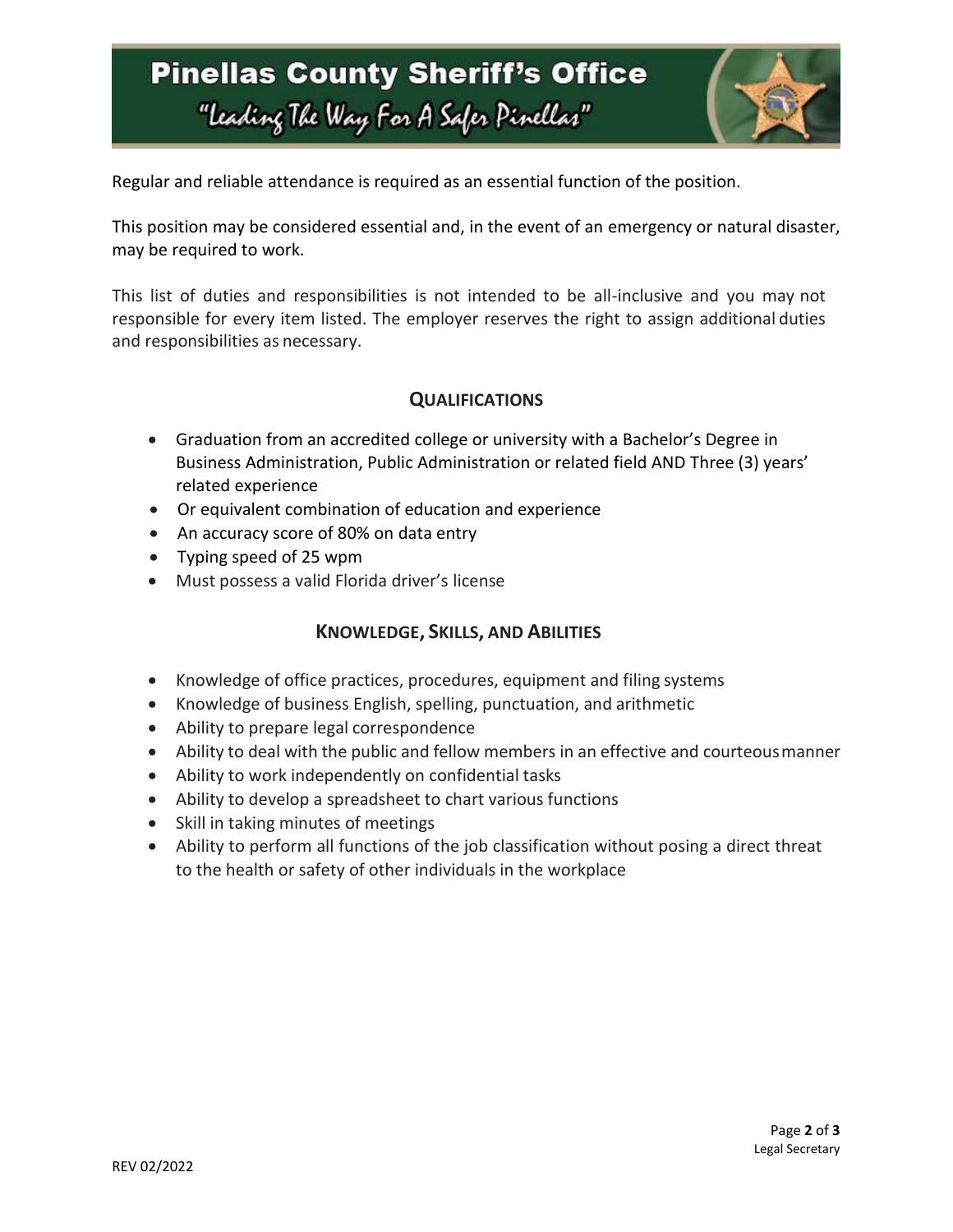Regular and reliable attendance is required as an essential function of the position.

This position may be considered essential and, in the event of an emergency or natural disaster, may be required to work.

This list of duties and responsibilities is not intended to be all-inclusive and you may not responsible for every item listed. The employer reserves the right to assign additional duties and responsibilities as necessary.

## QUALIFICATIONS

- Graduation from an accredited college or university with a Bachelor's Degree in Business Administration, Public Administration or related field AND Three (3) years' related experience
- Or equivalent combination of education and experience
- An accuracy score of 80% on data entry
- Typing speed of 25 wpm
- Must possess a valid Florida driver's license

## KNOWLEDGE, SKILLS, AND ABILITIES

- Knowledge of office practices, procedures, equipment and filing systems
- Knowledge of business English, spelling, punctuation, and arithmetic
- Ability to prepare legal correspondence
- Ability to deal with the public and fellow members in an effective and courteous manner
- Ability to work independently on confidential tasks
- Ability to develop a spreadsheet to chart various functions
- Skill in taking minutes of meetings
- Ability to perform all functions of the job classification without posing a direct threat to the health or safety of other individuals in the workplace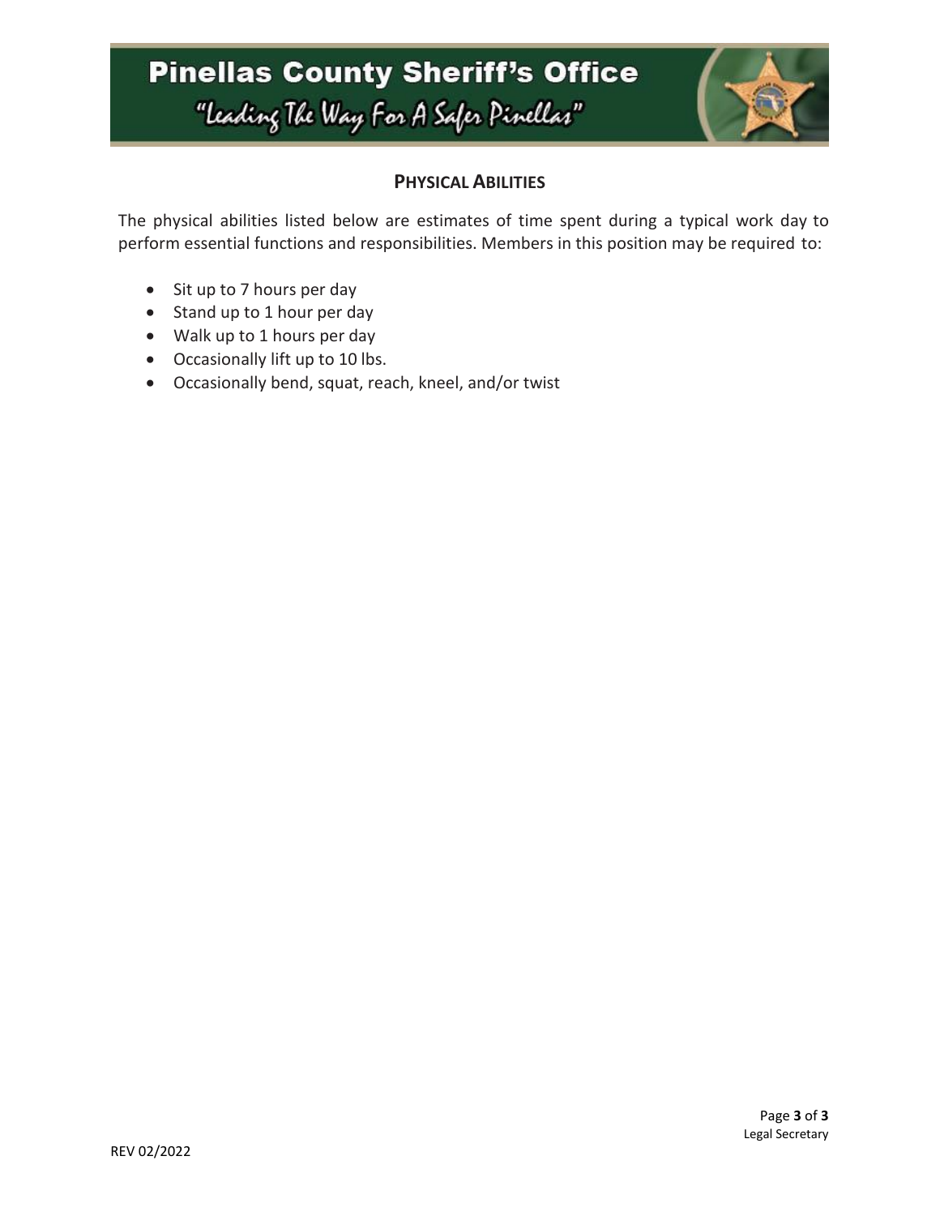## PHYSICAL ABILITIES

The physical abilities listed below are estimates of time spent during a typical work day to perform essential functions and responsibilities. Members in this position may be required to:

- Sit up to 7 hours per day
- Stand up to 1 hour per day
- Walk up to 1 hours per day
- Occasionally lift up to 10 lbs.
- Occasionally bend, squat, reach, kneel, and/or twist